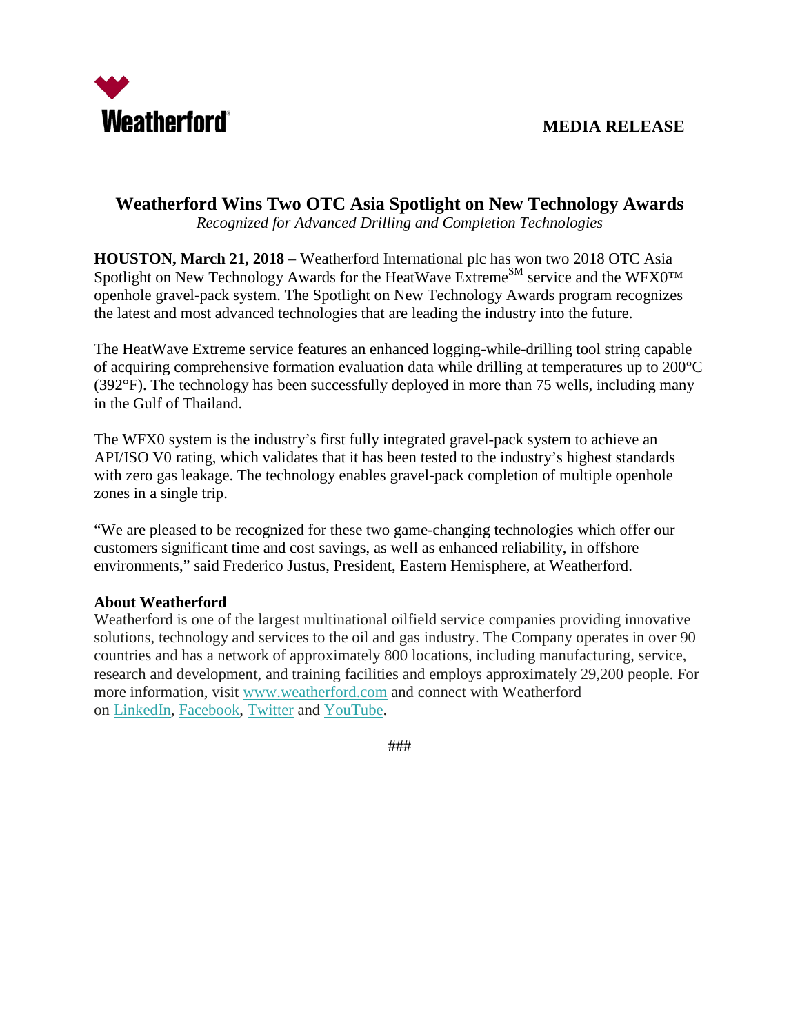Weatherford

**MEDIA RELEASE**

# Weatherford Wins Two OTC Asia Spotlight on New Technology Awards

*Recognized for Advanced Drilling and Completion Technologies*

**HOUSTON, March 21, 2018** – Weatherford International plc has won two 2018 OTC Asia Spotlight on New Technology Awards for the HeatWave Extreme℠ service and the WFX0™ openhole gravel-pack system. The Spotlight on New Technology Awards program recognizes the latest and most advanced technologies that are leading the industry into the future.

The HeatWave Extreme service features an enhanced logging-while-drilling tool string capable of acquiring comprehensive formation evaluation data while drilling at temperatures up to 200°C (392°F). The technology has been successfully deployed in more than 75 wells, including many in the Gulf of Thailand.

The WFX0 system is the industry's first fully integrated gravel-pack system to achieve an API/ISO V0 rating, which validates that it has been tested to the industry's highest standards with zero gas leakage. The technology enables gravel-pack completion of multiple openhole zones in a single trip.

"We are pleased to be recognized for these two game-changing technologies which offer our customers significant time and cost savings, as well as enhanced reliability, in offshore environments," said Frederico Justus, President, Eastern Hemisphere, at Weatherford.

**About Weatherford**

Weatherford is one of the largest multinational oilfield service companies providing innovative solutions, technology and services to the oil and gas industry. The Company operates in over 90 countries and has a network of approximately 800 locations, including manufacturing, service, research and development, and training facilities and employs approximately 29,200 people. For more information, visit www.weatherford.com and connect with Weatherford on LinkedIn, Facebook, Twitter and YouTube.

###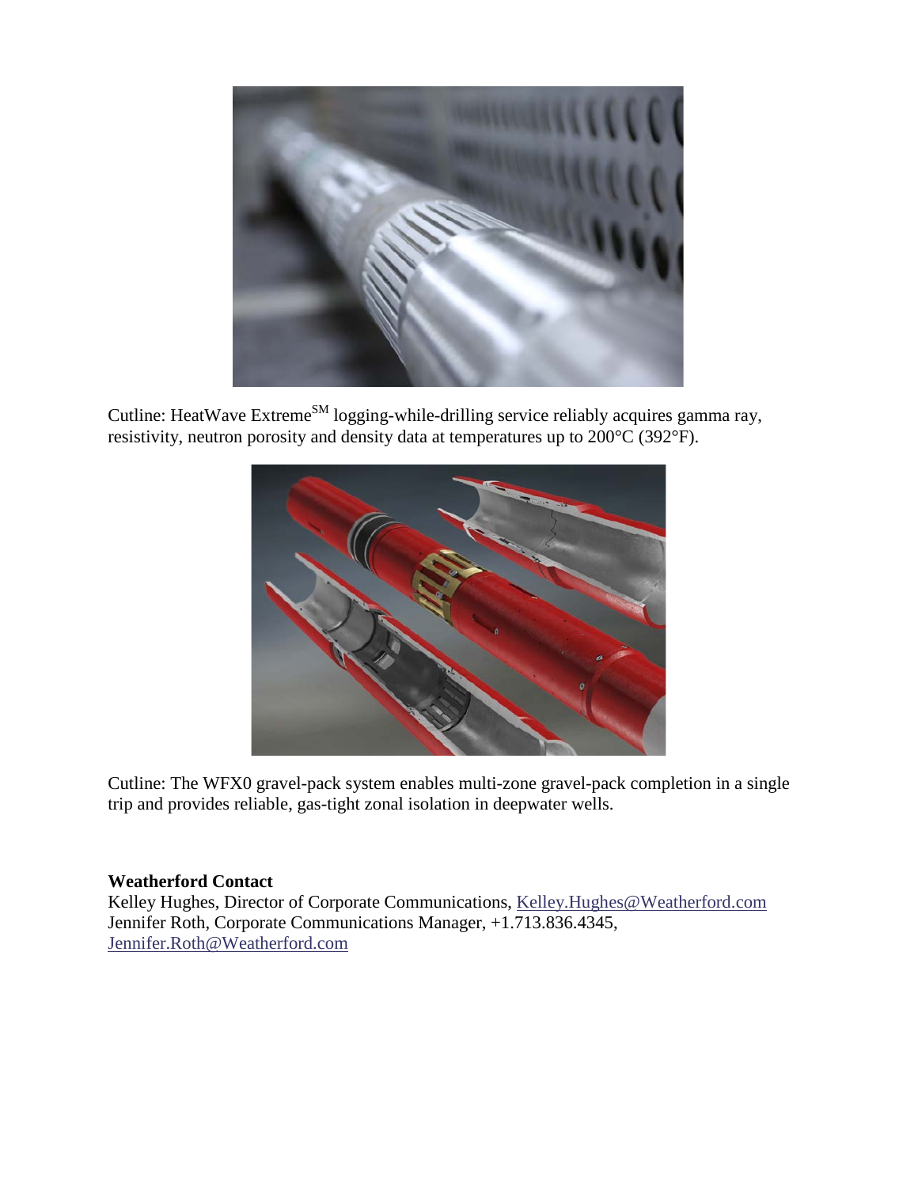Cutline: HeatWave Extreme[SM] logging-while-drilling service reliably acquires gamma ray, resistivity, neutron porosity and density data at temperatures up to 200°C (392°F).

Cutline: The WFX0 gravel-pack system enables multi-zone gravel-pack completion in a single trip and provides reliable, gas-tight zonal isolation in deepwater wells.

**Weatherford Contact**
Kelley Hughes, Director of Corporate Communications, Kelley.Hughes@Weatherford.com
Jennifer Roth, Corporate Communications Manager, +1.713.836.4345, Jennifer.Roth@Weatherford.com